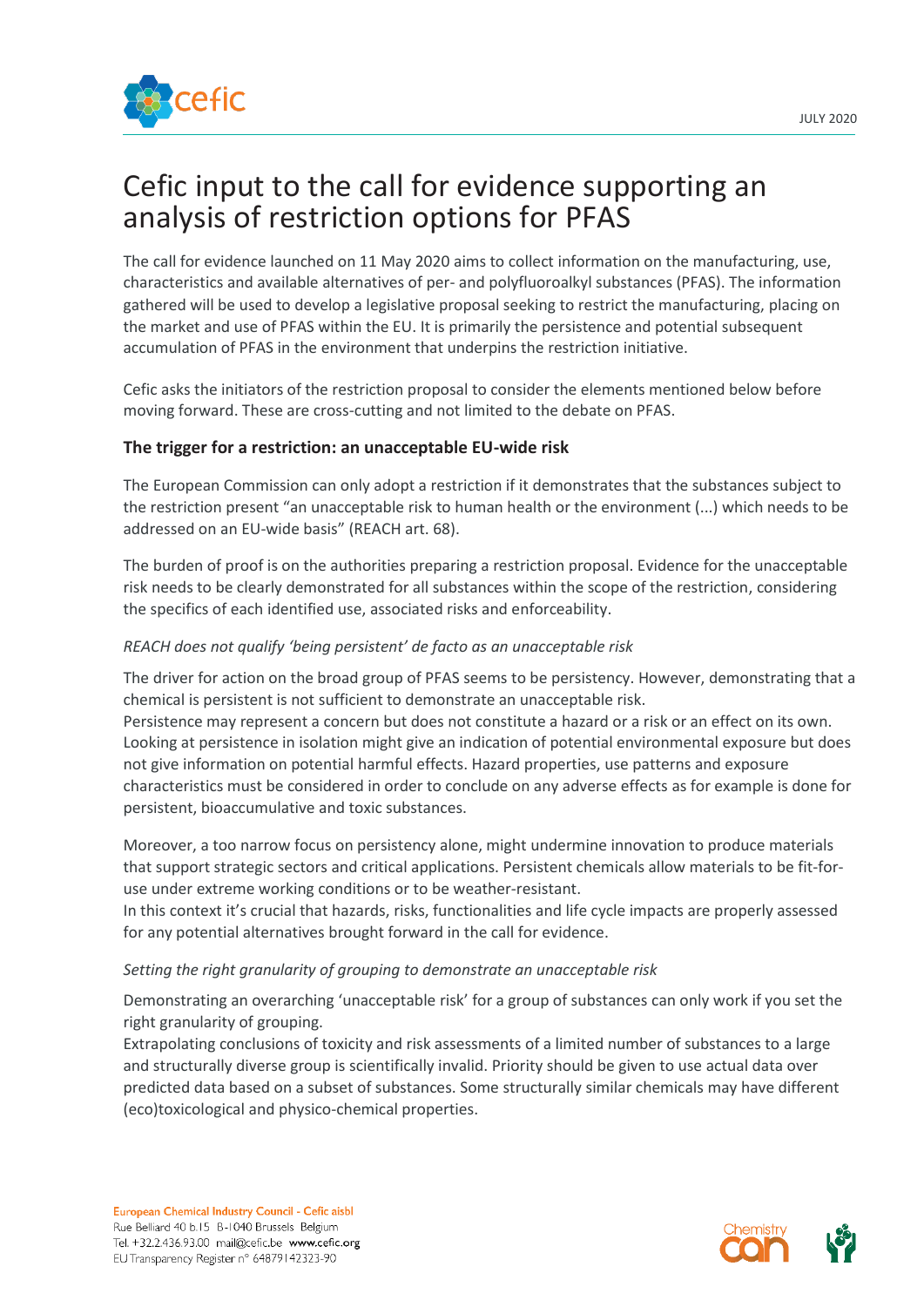JULY 2020

# Cefic input to the call for evidence supporting an analysis of restriction options for PFAS

The call for evidence launched on 11 May 2020 aims to collect information on the manufacturing, use, characteristics and available alternatives of per- and polyfluoroalkyl substances (PFAS). The information gathered will be used to develop a legislative proposal seeking to restrict the manufacturing, placing on the market and use of PFAS within the EU. It is primarily the persistence and potential subsequent accumulation of PFAS in the environment that underpins the restriction initiative.

Cefic asks the initiators of the restriction proposal to consider the elements mentioned below before moving forward. These are cross-cutting and not limited to the debate on PFAS.

## The trigger for a restriction: an unacceptable EU-wide risk

The European Commission can only adopt a restriction if it demonstrates that the substances subject to the restriction present "an unacceptable risk to human health or the environment (...) which needs to be addressed on an EU-wide basis" (REACH art. 68).

The burden of proof is on the authorities preparing a restriction proposal. Evidence for the unacceptable risk needs to be clearly demonstrated for all substances within the scope of the restriction, considering the specifics of each identified use, associated risks and enforceability.

### *REACH does not qualify 'being persistent' de facto as an unacceptable risk*

The driver for action on the broad group of PFAS seems to be persistency. However, demonstrating that a chemical is persistent is not sufficient to demonstrate an unacceptable risk.
Persistence may represent a concern but does not constitute a hazard or a risk or an effect on its own. Looking at persistence in isolation might give an indication of potential environmental exposure but does not give information on potential harmful effects. Hazard properties, use patterns and exposure characteristics must be considered in order to conclude on any adverse effects as for example is done for persistent, bioaccumulative and toxic substances.

Moreover, a too narrow focus on persistency alone, might undermine innovation to produce materials that support strategic sectors and critical applications. Persistent chemicals allow materials to be fit-for-use under extreme working conditions or to be weather-resistant.
In this context it's crucial that hazards, risks, functionalities and life cycle impacts are properly assessed for any potential alternatives brought forward in the call for evidence.

### *Setting the right granularity of grouping to demonstrate an unacceptable risk*

Demonstrating an overarching 'unacceptable risk' for a group of substances can only work if you set the right granularity of grouping.
Extrapolating conclusions of toxicity and risk assessments of a limited number of substances to a large and structurally diverse group is scientifically invalid. Priority should be given to use actual data over predicted data based on a subset of substances. Some structurally similar chemicals may have different (eco)toxicological and physico-chemical properties.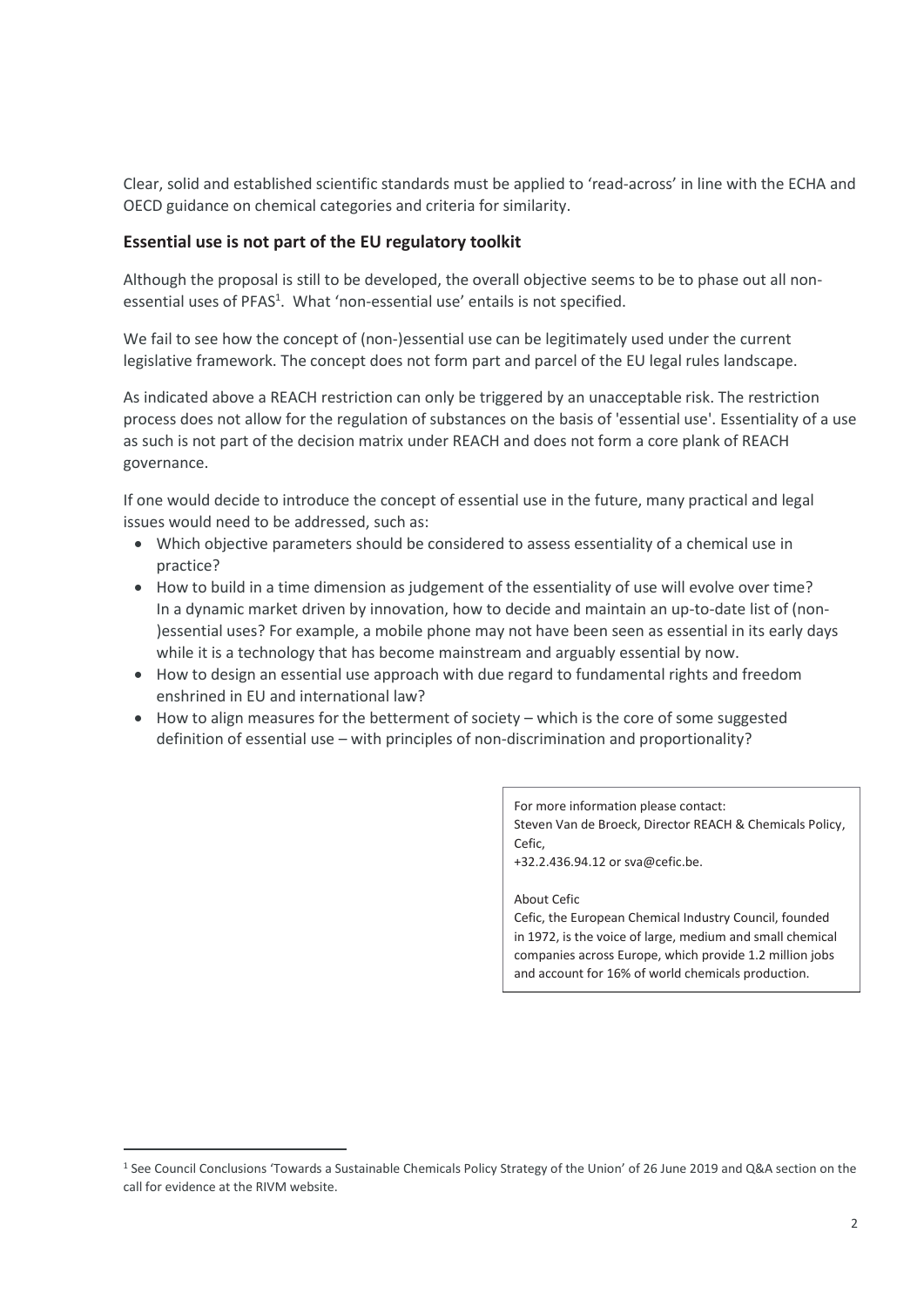Clear, solid and established scientific standards must be applied to 'read-across' in line with the ECHA and OECD guidance on chemical categories and criteria for similarity.

### Essential use is not part of the EU regulatory toolkit

Although the proposal is still to be developed, the overall objective seems to be to phase out all non-essential uses of PFAS[1]. What 'non-essential use' entails is not specified.

We fail to see how the concept of (non-)essential use can be legitimately used under the current legislative framework. The concept does not form part and parcel of the EU legal rules landscape.

As indicated above a REACH restriction can only be triggered by an unacceptable risk. The restriction process does not allow for the regulation of substances on the basis of 'essential use'. Essentiality of a use as such is not part of the decision matrix under REACH and does not form a core plank of REACH governance.

If one would decide to introduce the concept of essential use in the future, many practical and legal issues would need to be addressed, such as:

- Which objective parameters should be considered to assess essentiality of a chemical use in practice?
- How to build in a time dimension as judgement of the essentiality of use will evolve over time? In a dynamic market driven by innovation, how to decide and maintain an up-to-date list of (non-)essential uses? For example, a mobile phone may not have been seen as essential in its early days while it is a technology that has become mainstream and arguably essential by now.
- How to design an essential use approach with due regard to fundamental rights and freedom enshrined in EU and international law?
- How to align measures for the betterment of society – which is the core of some suggested definition of essential use – with principles of non-discrimination and proportionality?

For more information please contact:
Steven Van de Broeck, Director REACH & Chemicals Policy, Cefic,
+32.2.436.94.12 or sva@cefic.be.

About Cefic
Cefic, the European Chemical Industry Council, founded in 1972, is the voice of large, medium and small chemical companies across Europe, which provide 1.2 million jobs and account for 16% of world chemicals production.

[1] See Council Conclusions 'Towards a Sustainable Chemicals Policy Strategy of the Union' of 26 June 2019 and Q&A section on the call for evidence at the RIVM website.